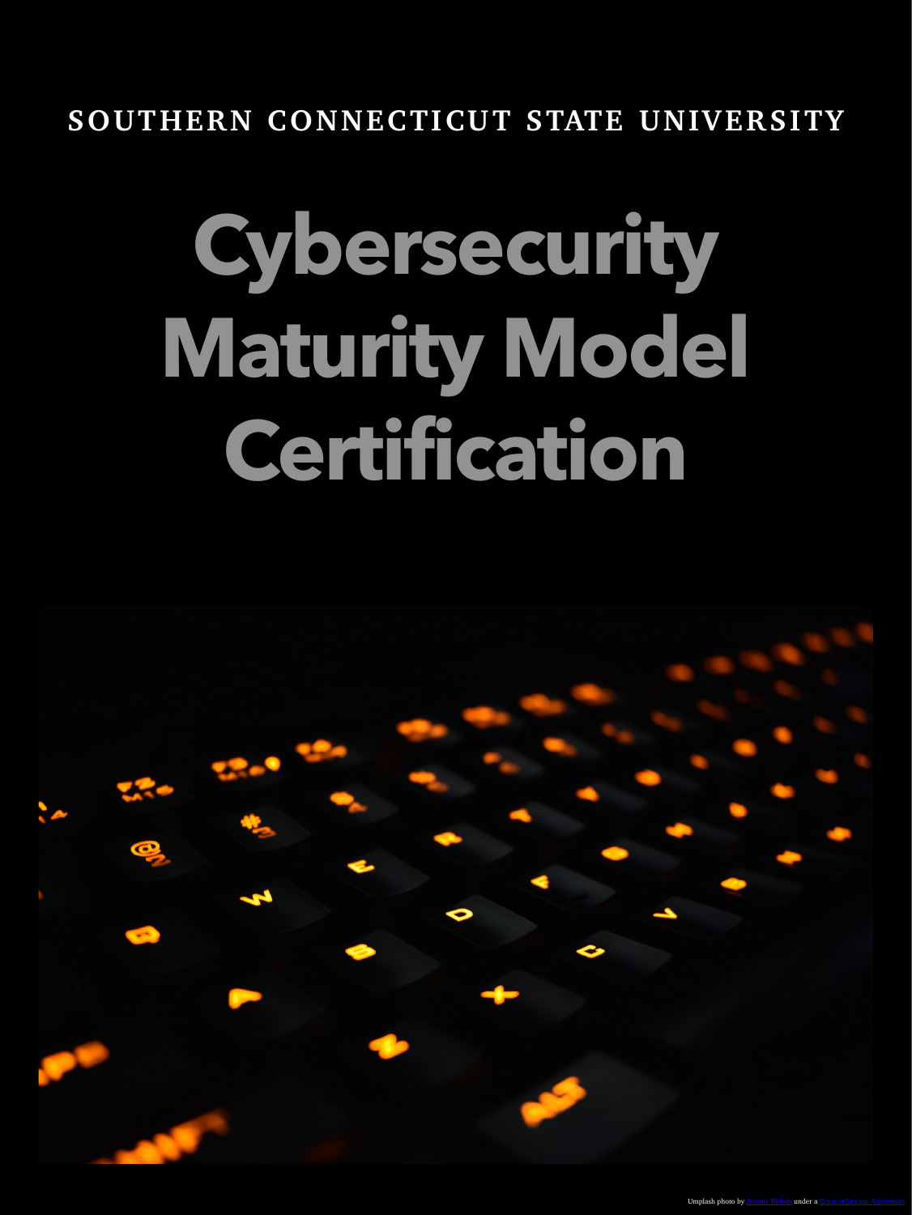SOUTHERN CONNECTICUT STATE UNIVERSITY

# Cybersecurity Maturity Model Certification

Umplash photo by Jeremy Bishop under a Creative License Agreement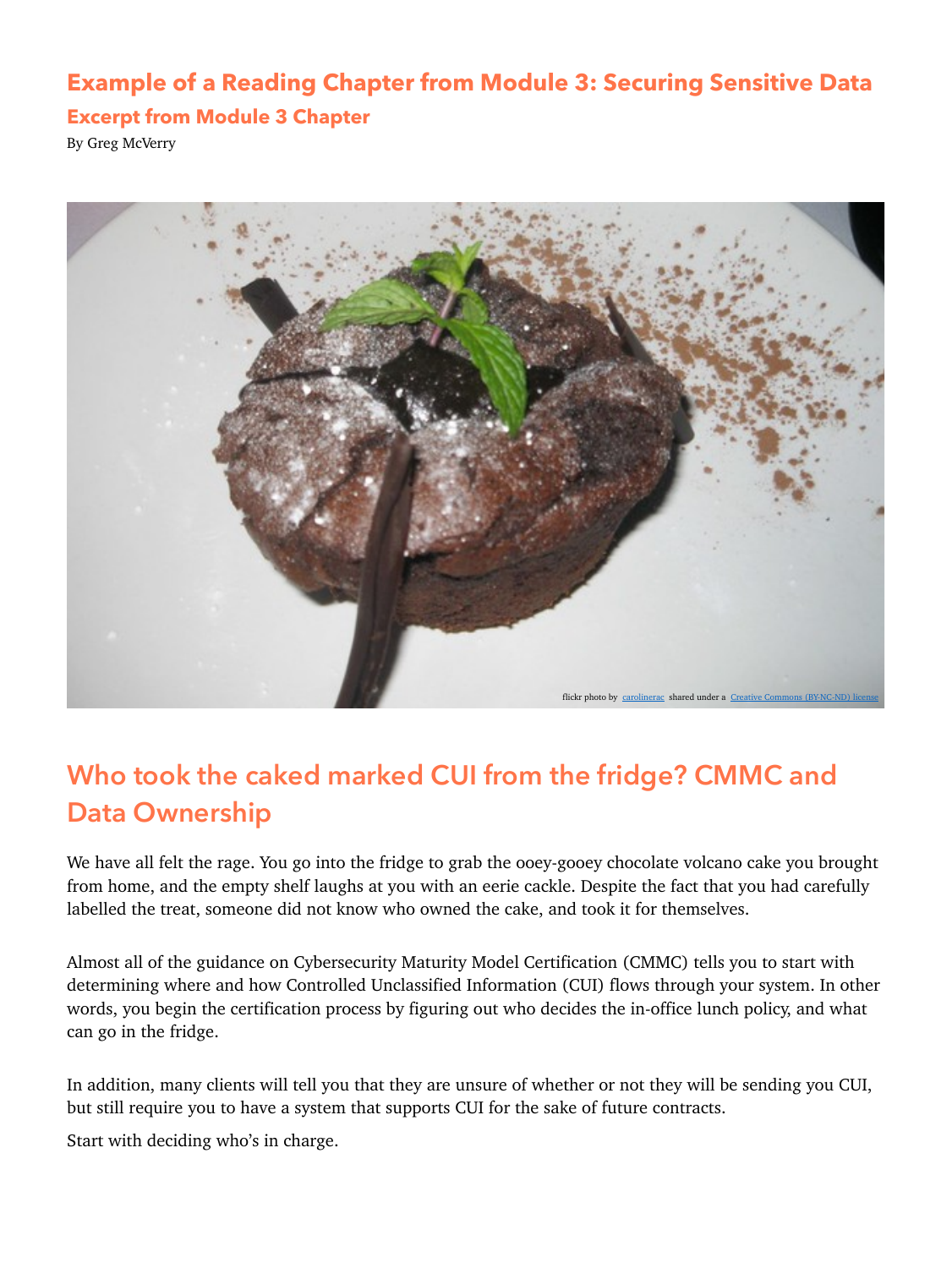# Example of a Reading Chapter from Module 3: Securing Sensitive Data

## Excerpt from Module 3 Chapter

By Greg McVerry

flickr photo by carolinerac shared under a Creative Commons (BY-NC-ND) license

## Who took the caked marked CUI from the fridge? CMMC and Data Ownership

We have all felt the rage. You go into the fridge to grab the ooey-gooey chocolate volcano cake you brought from home, and the empty shelf laughs at you with an eerie cackle. Despite the fact that you had carefully labelled the treat, someone did not know who owned the cake, and took it for themselves.

Almost all of the guidance on Cybersecurity Maturity Model Certification (CMMC) tells you to start with determining where and how Controlled Unclassified Information (CUI) flows through your system. In other words, you begin the certification process by figuring out who decides the in-office lunch policy, and what can go in the fridge.

In addition, many clients will tell you that they are unsure of whether or not they will be sending you CUI, but still require you to have a system that supports CUI for the sake of future contracts.

Start with deciding who's in charge.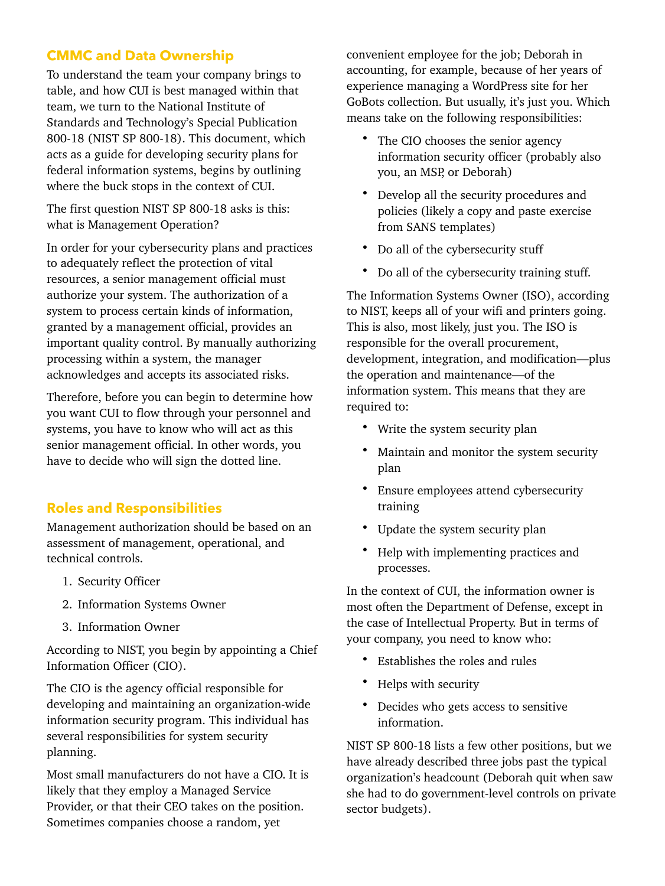## CMMC and Data Ownership

To understand the team your company brings to table, and how CUI is best managed within that team, we turn to the National Institute of Standards and Technology's Special Publication 800-18 (NIST SP 800-18). This document, which acts as a guide for developing security plans for federal information systems, begins by outlining where the buck stops in the context of CUI.

The first question NIST SP 800-18 asks is this: what is Management Operation?

In order for your cybersecurity plans and practices to adequately reflect the protection of vital resources, a senior management official must authorize your system. The authorization of a system to process certain kinds of information, granted by a management official, provides an important quality control. By manually authorizing processing within a system, the manager acknowledges and accepts its associated risks.

Therefore, before you can begin to determine how you want CUI to flow through your personnel and systems, you have to know who will act as this senior management official. In other words, you have to decide who will sign the dotted line.

## Roles and Responsibilities

Management authorization should be based on an assessment of management, operational, and technical controls.

1. Security Officer
2. Information Systems Owner
3. Information Owner

According to NIST, you begin by appointing a Chief Information Officer (CIO).

The CIO is the agency official responsible for developing and maintaining an organization-wide information security program. This individual has several responsibilities for system security planning.

Most small manufacturers do not have a CIO. It is likely that they employ a Managed Service Provider, or that their CEO takes on the position. Sometimes companies choose a random, yet convenient employee for the job; Deborah in accounting, for example, because of her years of experience managing a WordPress site for her GoBots collection. But usually, it's just you. Which means take on the following responsibilities:

- The CIO chooses the senior agency information security officer (probably also you, an MSP, or Deborah)
- Develop all the security procedures and policies (likely a copy and paste exercise from SANS templates)
- Do all of the cybersecurity stuff
- Do all of the cybersecurity training stuff.

The Information Systems Owner (ISO), according to NIST, keeps all of your wifi and printers going. This is also, most likely, just you. The ISO is responsible for the overall procurement, development, integration, and modification—plus the operation and maintenance—of the information system. This means that they are required to:

- Write the system security plan
- Maintain and monitor the system security plan
- Ensure employees attend cybersecurity training
- Update the system security plan
- Help with implementing practices and processes.

In the context of CUI, the information owner is most often the Department of Defense, except in the case of Intellectual Property. But in terms of your company, you need to know who:

- Establishes the roles and rules
- Helps with security
- Decides who gets access to sensitive information.

NIST SP 800-18 lists a few other positions, but we have already described three jobs past the typical organization's headcount (Deborah quit when saw she had to do government-level controls on private sector budgets).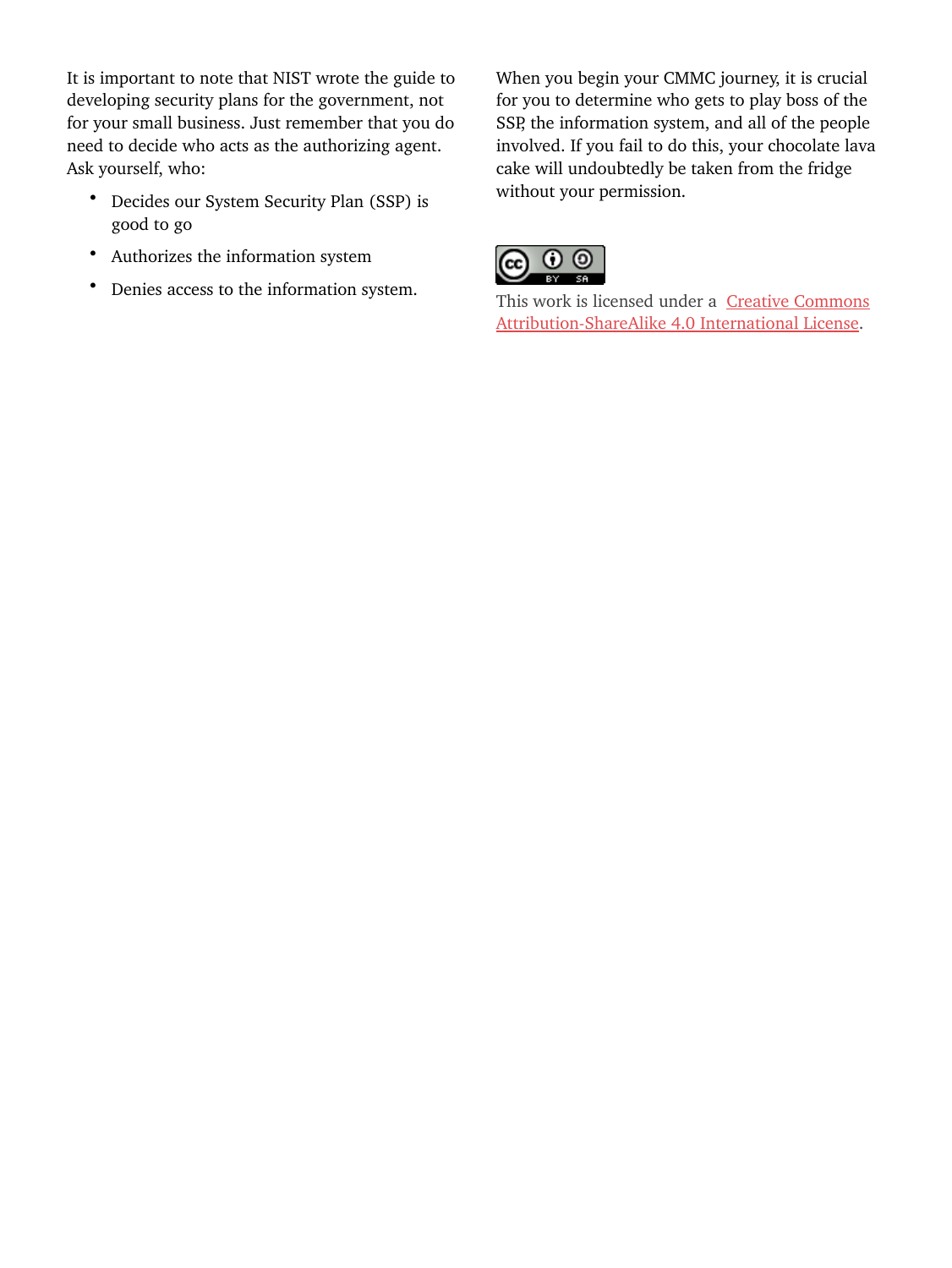It is important to note that NIST wrote the guide to developing security plans for the government, not for your small business. Just remember that you do need to decide who acts as the authorizing agent. Ask yourself, who:

- Decides our System Security Plan (SSP) is good to go
- Authorizes the information system
- Denies access to the information system.

When you begin your CMMC journey, it is crucial for you to determine who gets to play boss of the SSP, the information system, and all of the people involved. If you fail to do this, your chocolate lava cake will undoubtedly be taken from the fridge without your permission.

This work is licensed under a [Creative Commons Attribution-ShareAlike 4.0 International License](http://creativecommons.org/licenses/by-sa/4.0/).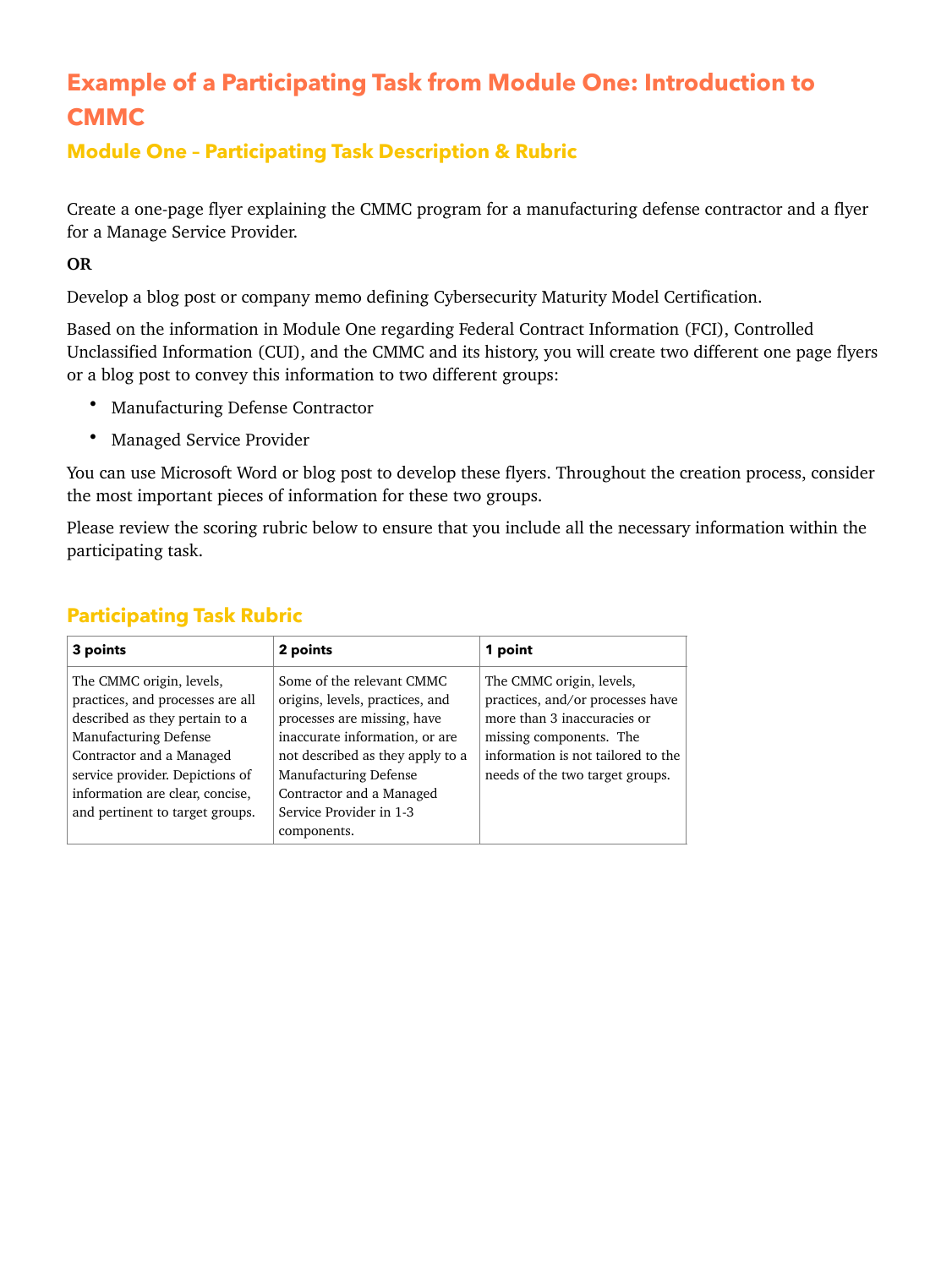# Example of a Participating Task from Module One: Introduction to CMMC

## Module One – Participating Task Description & Rubric

Create a one-page flyer explaining the CMMC program for a manufacturing defense contractor and a flyer for a Manage Service Provider.

**OR**

Develop a blog post or company memo defining Cybersecurity Maturity Model Certification.

Based on the information in Module One regarding Federal Contract Information (FCI), Controlled Unclassified Information (CUI), and the CMMC and its history, you will create two different one page flyers or a blog post to convey this information to two different groups:

- Manufacturing Defense Contractor
- Managed Service Provider

You can use Microsoft Word or blog post to develop these flyers. Throughout the creation process, consider the most important pieces of information for these two groups.

Please review the scoring rubric below to ensure that you include all the necessary information within the participating task.

## Participating Task Rubric

| 3 points | 2 points | 1 point |
|---|---|---|
| The CMMC origin, levels, practices, and processes are all described as they pertain to a Manufacturing Defense Contractor and a Managed service provider. Depictions of information are clear, concise, and pertinent to target groups. | Some of the relevant CMMC origins, levels, practices, and processes are missing, have inaccurate information, or are not described as they apply to a Manufacturing Defense Contractor and a Managed Service Provider in 1-3 components. | The CMMC origin, levels, practices, and/or processes have more than 3 inaccuracies or missing components. The information is not tailored to the needs of the two target groups. |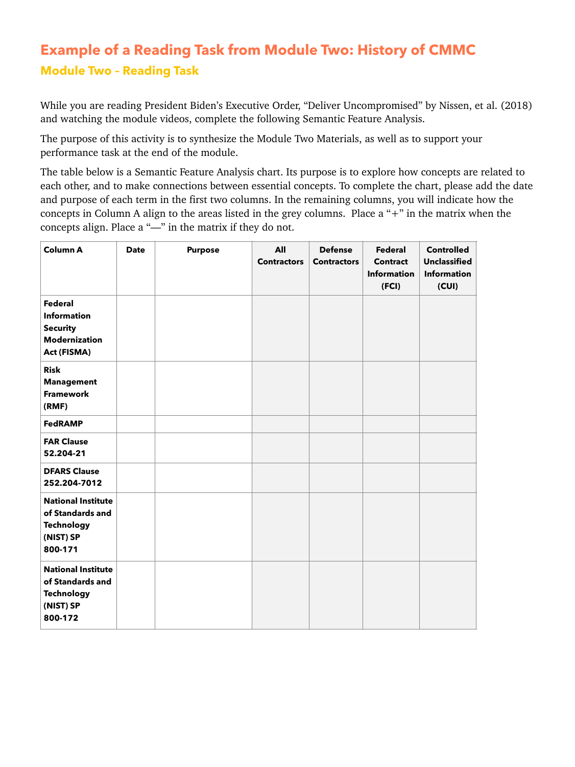# Example of a Reading Task from Module Two: History of CMMC

## Module Two – Reading Task

While you are reading President Biden's Executive Order, "Deliver Uncompromised" by Nissen, et al. (2018) and watching the module videos, complete the following Semantic Feature Analysis.

The purpose of this activity is to synthesize the Module Two Materials, as well as to support your performance task at the end of the module.

The table below is a Semantic Feature Analysis chart. Its purpose is to explore how concepts are related to each other, and to make connections between essential concepts. To complete the chart, please add the date and purpose of each term in the first two columns. In the remaining columns, you will indicate how the concepts in Column A align to the areas listed in the grey columns. Place a "+" in the matrix when the concepts align. Place a "—" in the matrix if they do not.

| Column A | Date | Purpose | All Contractors | Defense Contractors | Federal Contract Information (FCI) | Controlled Unclassified Information (CUI) |
|---|---|---|---|---|---|---|
| **Federal Information Security Modernization Act (FISMA)** | | | | | | |
| **Risk Management Framework (RMF)** | | | | | | |
| **FedRAMP** | | | | | | |
| **FAR Clause 52.204-21** | | | | | | |
| **DFARS Clause 252.204-7012** | | | | | | |
| **National Institute of Standards and Technology (NIST) SP 800-171** | | | | | | |
| **National Institute of Standards and Technology (NIST) SP 800-172** | | | | | | |